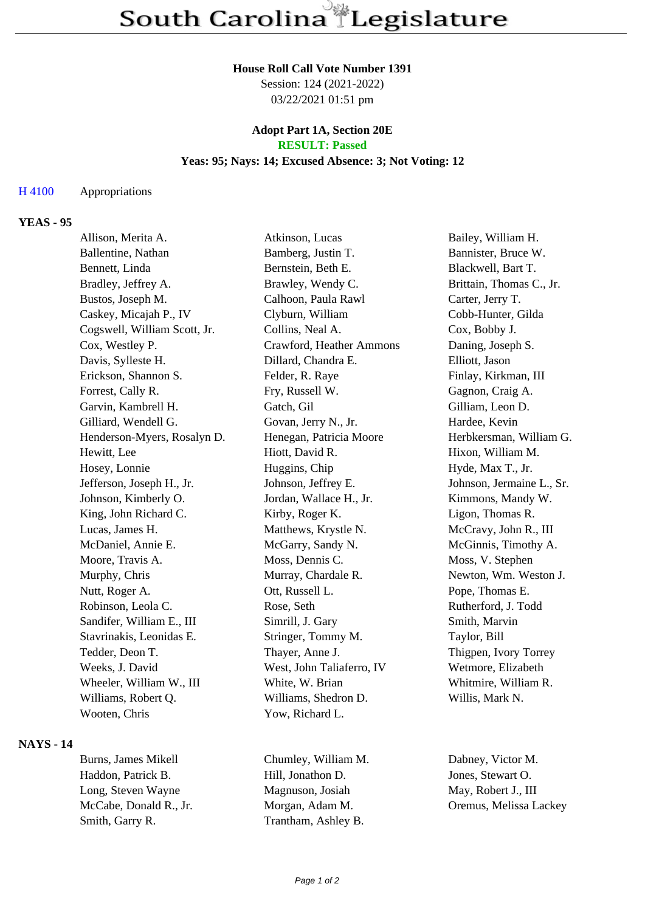# South Carolina Legislature

**House Roll Call Vote Number 1391**
Session: 124 (2021-2022)
03/22/2021 01:51 pm

**Adopt Part 1A, Section 20E**
**RESULT: Passed**
**Yeas: 95; Nays: 14; Excused Absence: 3; Not Voting: 12**

H 4100 Appropriations

## YEAS - 95

| | | |
|---|---|---|
| Allison, Merita A. | Atkinson, Lucas | Bailey, William H. |
| Ballentine, Nathan | Bamberg, Justin T. | Bannister, Bruce W. |
| Bennett, Linda | Bernstein, Beth E. | Blackwell, Bart T. |
| Bradley, Jeffrey A. | Brawley, Wendy C. | Brittain, Thomas C., Jr. |
| Bustos, Joseph M. | Calhoon, Paula Rawl | Carter, Jerry T. |
| Caskey, Micajah P., IV | Clyburn, William | Cobb-Hunter, Gilda |
| Cogswell, William Scott, Jr. | Collins, Neal A. | Cox, Bobby J. |
| Cox, Westley P. | Crawford, Heather Ammons | Daning, Joseph S. |
| Davis, Sylleste H. | Dillard, Chandra E. | Elliott, Jason |
| Erickson, Shannon S. | Felder, R. Raye | Finlay, Kirkman, III |
| Forrest, Cally R. | Fry, Russell W. | Gagnon, Craig A. |
| Garvin, Kambrell H. | Gatch, Gil | Gilliam, Leon D. |
| Gilliard, Wendell G. | Govan, Jerry N., Jr. | Hardee, Kevin |
| Henderson-Myers, Rosalyn D. | Henegan, Patricia Moore | Herbkersman, William G. |
| Hewitt, Lee | Hiott, David R. | Hixon, William M. |
| Hosey, Lonnie | Huggins, Chip | Hyde, Max T., Jr. |
| Jefferson, Joseph H., Jr. | Johnson, Jeffrey E. | Johnson, Jermaine L., Sr. |
| Johnson, Kimberly O. | Jordan, Wallace H., Jr. | Kimmons, Mandy W. |
| King, John Richard C. | Kirby, Roger K. | Ligon, Thomas R. |
| Lucas, James H. | Matthews, Krystle N. | McCravy, John R., III |
| McDaniel, Annie E. | McGarry, Sandy N. | McGinnis, Timothy A. |
| Moore, Travis A. | Moss, Dennis C. | Moss, V. Stephen |
| Murphy, Chris | Murray, Chardale R. | Newton, Wm. Weston J. |
| Nutt, Roger A. | Ott, Russell L. | Pope, Thomas E. |
| Robinson, Leola C. | Rose, Seth | Rutherford, J. Todd |
| Sandifer, William E., III | Simrill, J. Gary | Smith, Marvin |
| Stavrinakis, Leonidas E. | Stringer, Tommy M. | Taylor, Bill |
| Tedder, Deon T. | Thayer, Anne J. | Thigpen, Ivory Torrey |
| Weeks, J. David | West, John Taliaferro, IV | Wetmore, Elizabeth |
| Wheeler, William W., III | White, W. Brian | Whitmire, William R. |
| Williams, Robert Q. | Williams, Shedron D. | Willis, Mark N. |
| Wooten, Chris | Yow, Richard L. | |

## NAYS - 14

| | | |
|---|---|---|
| Burns, James Mikell | Chumley, William M. | Dabney, Victor M. |
| Haddon, Patrick B. | Hill, Jonathon D. | Jones, Stewart O. |
| Long, Steven Wayne | Magnuson, Josiah | May, Robert J., III |
| McCabe, Donald R., Jr. | Morgan, Adam M. | Oremus, Melissa Lackey |
| Smith, Garry R. | Trantham, Ashley B. | |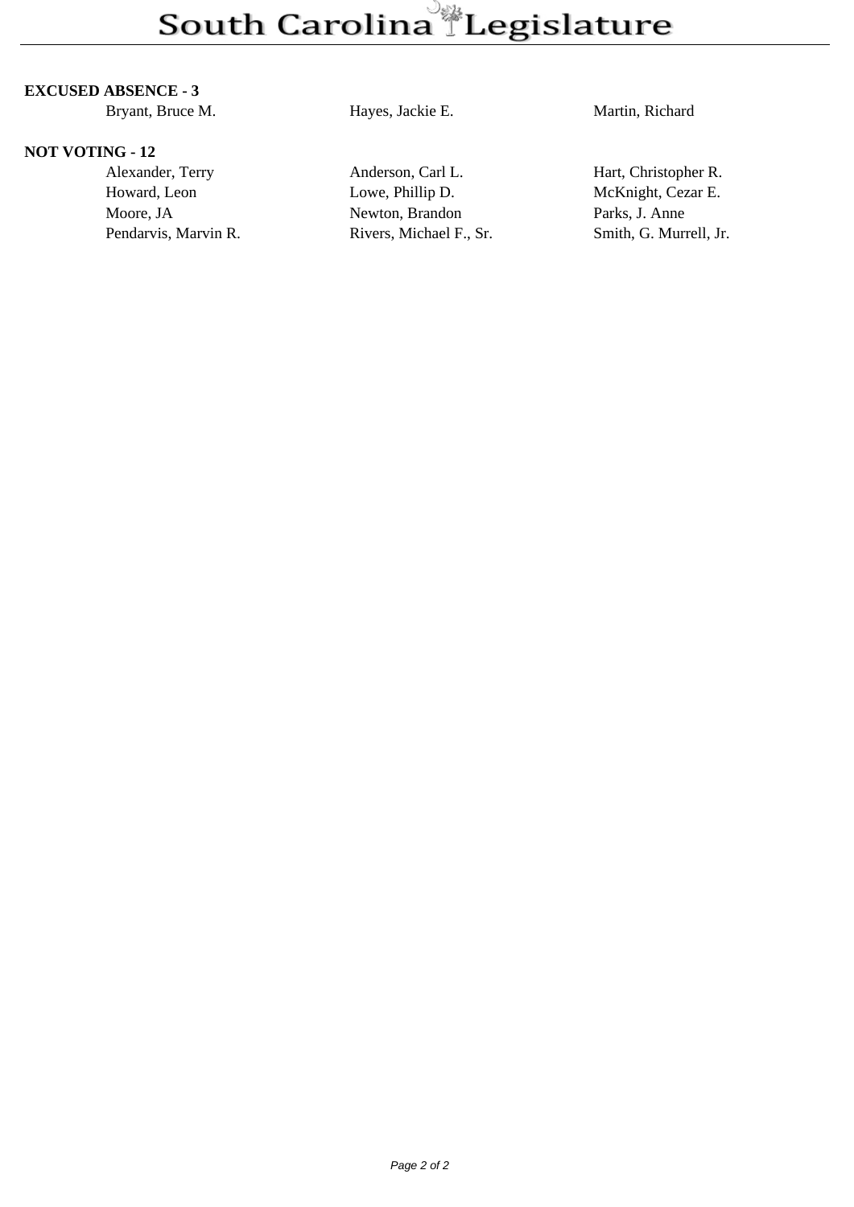**EXCUSED ABSENCE - 3**

| | | |
|---|---|---|
| Bryant, Bruce M. | Hayes, Jackie E. | Martin, Richard |

**NOT VOTING - 12**

| | | |
|---|---|---|
| Alexander, Terry | Anderson, Carl L. | Hart, Christopher R. |
| Howard, Leon | Lowe, Phillip D. | McKnight, Cezar E. |
| Moore, JA | Newton, Brandon | Parks, J. Anne |
| Pendarvis, Marvin R. | Rivers, Michael F., Sr. | Smith, G. Murrell, Jr. |